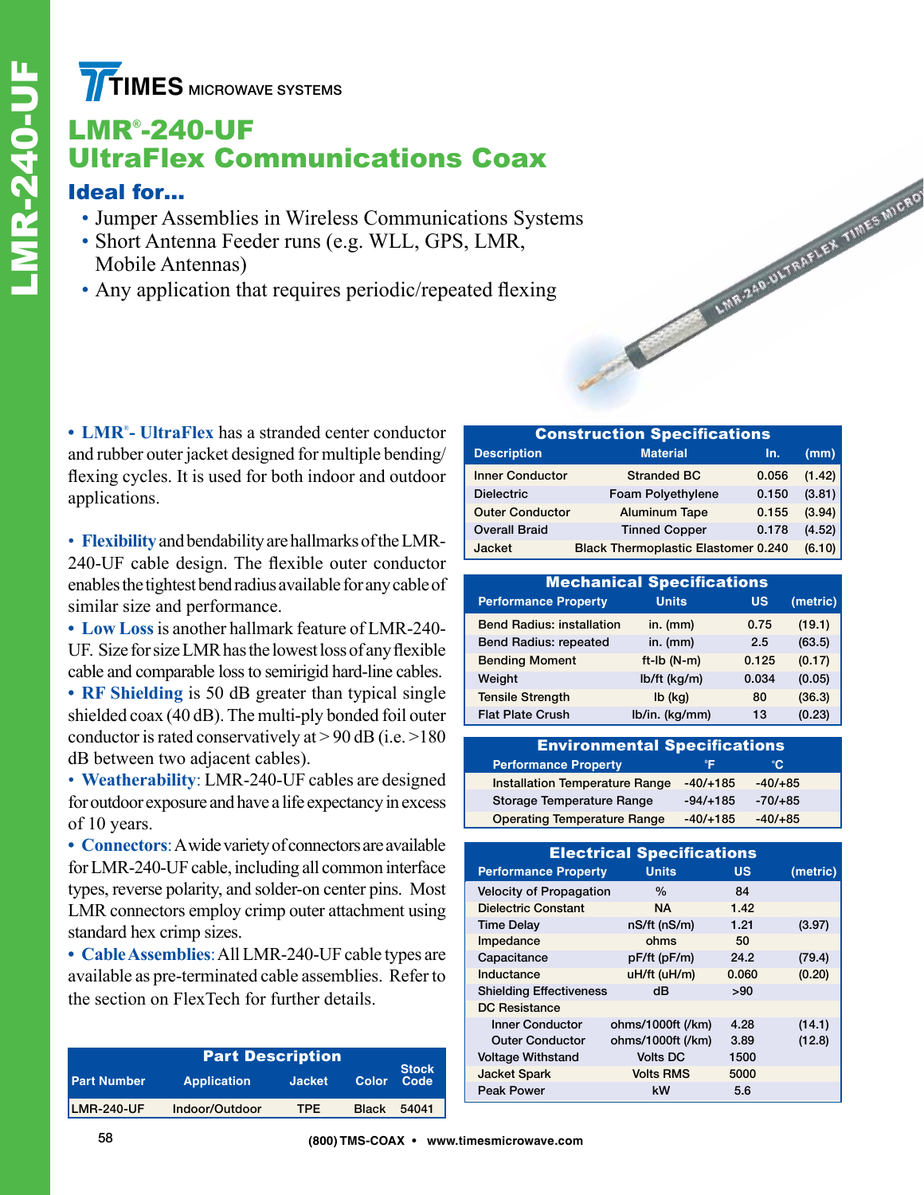TIMES MICROWAVE SYSTEMS

# LMR®-240-UF
# UltraFlex Communications Coax

## Ideal for...

- Jumper Assemblies in Wireless Communications Systems
- Short Antenna Feeder runs (e.g. WLL, GPS, LMR, Mobile Antennas)
- Any application that requires periodic/repeated flexing

• **LMR®- UltraFlex** has a stranded center conductor and rubber outer jacket designed for multiple bending/flexing cycles. It is used for both indoor and outdoor applications.

• **Flexibility** and bendability are hallmarks of the LMR-240-UF cable design. The flexible outer conductor enables the tightest bend radius available for any cable of similar size and performance.

• **Low Loss** is another hallmark feature of LMR-240-UF. Size for size LMR has the lowest loss of any flexible cable and comparable loss to semirigid hard-line cables.

• **RF Shielding** is 50 dB greater than typical single shielded coax (40 dB). The multi-ply bonded foil outer conductor is rated conservatively at > 90 dB (i.e. >180 dB between two adjacent cables).

• **Weatherability**: LMR-240-UF cables are designed for outdoor exposure and have a life expectancy in excess of 10 years.

• **Connectors**: A wide variety of connectors are available for LMR-240-UF cable, including all common interface types, reverse polarity, and solder-on center pins. Most LMR connectors employ crimp outer attachment using standard hex crimp sizes.

• **Cable Assemblies**: All LMR-240-UF cable types are available as pre-terminated cable assemblies. Refer to the section on FlexTech for further details.

| Part Description | | | | |
|---|---|---|---|---|
| **Part Number** | **Application** | **Jacket** | **Color** | **Stock Code** |
| LMR-240-UF | Indoor/Outdoor | TPE | Black | 54041 |

| Construction Specifications | | | |
|---|---|---|---|
| **Description** | **Material** | **In.** | **(mm)** |
| Inner Conductor | Stranded BC | 0.056 | (1.42) |
| Dielectric | Foam Polyethylene | 0.150 | (3.81) |
| Outer Conductor | Aluminum Tape | 0.155 | (3.94) |
| Overall Braid | Tinned Copper | 0.178 | (4.52) |
| Jacket | Black Thermoplastic Elastomer | 0.240 | (6.10) |

| Mechanical Specifications | | | |
|---|---|---|---|
| **Performance Property** | **Units** | **US** | **(metric)** |
| Bend Radius: installation | in. (mm) | 0.75 | (19.1) |
| Bend Radius: repeated | in. (mm) | 2.5 | (63.5) |
| Bending Moment | ft-lb (N-m) | 0.125 | (0.17) |
| Weight | lb/ft (kg/m) | 0.034 | (0.05) |
| Tensile Strength | lb (kg) | 80 | (36.3) |
| Flat Plate Crush | lb/in. (kg/mm) | 13 | (0.23) |

| Environmental Specifications | | |
|---|---|---|
| **Performance Property** | **°F** | **°C** |
| Installation Temperature Range | -40/+185 | -40/+85 |
| Storage Temperature Range | -94/+185 | -70/+85 |
| Operating Temperature Range | -40/+185 | -40/+85 |

| Electrical Specifications | | | |
|---|---|---|---|
| **Performance Property** | **Units** | **US** | **(metric)** |
| Velocity of Propagation | % | 84 | |
| Dielectric Constant | NA | 1.42 | |
| Time Delay | nS/ft (nS/m) | 1.21 | (3.97) |
| Impedance | ohms | 50 | |
| Capacitance | pF/ft (pF/m) | 24.2 | (79.4) |
| Inductance | uH/ft (uH/m) | 0.060 | (0.20) |
| Shielding Effectiveness | dB | >90 | |
| DC Resistance | | | |
| Inner Conductor | ohms/1000ft (/km) | 4.28 | (14.1) |
| Outer Conductor | ohms/1000ft (/km) | 3.89 | (12.8) |
| Voltage Withstand | Volts DC | 1500 | |
| Jacket Spark | Volts RMS | 5000 | |
| Peak Power | kW | 5.6 | |

(800) TMS-COAX • www.timesmicrowave.com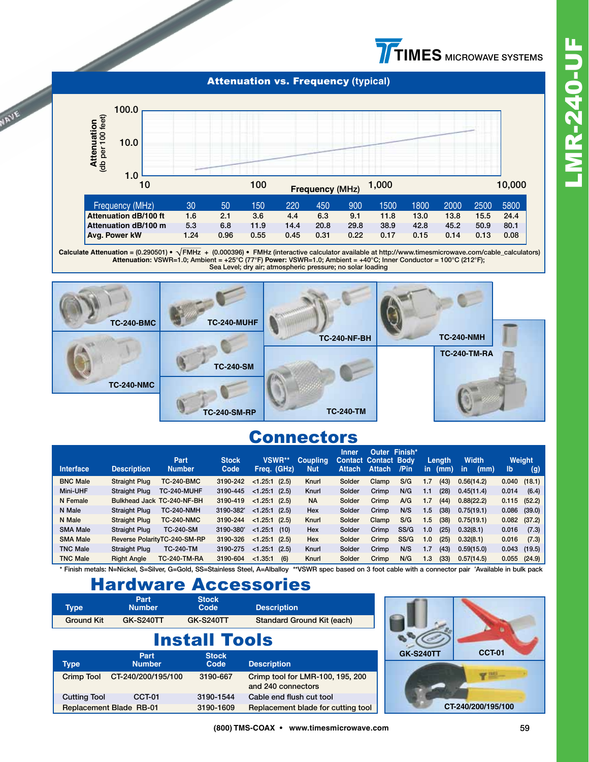TIMES MICROWAVE SYSTEMS

# LMR-240-UF

## Attenuation vs. Frequency (typical)

100.0
10.0
1.0
Attenuation (db per 100 feet)
10
100
1,000
10,000
Frequency (MHz)

| Frequency (MHz) | 30 | 50 | 150 | 220 | 450 | 900 | 1500 | 1800 | 2000 | 2500 | 5800 |
|---|---|---|---|---|---|---|---|---|---|---|---|
| Attenuation dB/100 ft | 1.6 | 2.1 | 3.6 | 4.4 | 6.3 | 9.1 | 11.8 | 13.0 | 13.8 | 15.5 | 24.4 |
| Attenuation dB/100 m | 5.3 | 6.8 | 11.9 | 14.4 | 20.8 | 29.8 | 38.9 | 42.8 | 45.2 | 50.9 | 80.1 |
| Avg. Power kW | 1.24 | 0.96 | 0.55 | 0.45 | 0.31 | 0.22 | 0.17 | 0.15 | 0.14 | 0.13 | 0.08 |

**Calculate Attenuation** = (0.290501) • $\sqrt{\text{FMHz}}$ + (0.000396) • FMHz (interactive calculator available at http://www.timesmicrowave.com/cable_calculators)
**Attenuation:** VSWR=1.0; Ambient = +25°C (77°F) **Power:** VSWR=1.0; Ambient = +40°C; Inner Conductor = 100°C (212°F); Sea Level; dry air; atmospheric pressure; no solar loading

TC-240-BMC, TC-240-MUHF, TC-240-NF-BH, TC-240-NMH, TC-240-NMC, TC-240-SM, TC-240-TM-RA, TC-240-SM-RP, TC-240-TM

## Connectors

| Interface | Description | Part Number | Stock Code | VSWR** Freq. (GHz) | Coupling Nut | Inner Contact Attach | Outer Contact Attach | Finish* Body /Pin | Length in (mm) | Width in (mm) | Weight lb (g) |
|---|---|---|---|---|---|---|---|---|---|---|---|
| BNC Male | Straight Plug | TC-240-BMC | 3190-242 | <1.25:1 (2.5) | Knurl | Solder | Clamp | S/G | 1.7 (43) | 0.56(14.2) | 0.040 (18.1) |
| Mini-UHF | Straight Plug | TC-240-MUHF | 3190-445 | <1.25:1 (2.5) | Knurl | Solder | Crimp | N/G | 1.1 (28) | 0.45(11.4) | 0.014 (6.4) |
| N Female | Bulkhead Jack | TC-240-NF-BH | 3190-419 | <1.25:1 (2.5) | NA | Solder | Crimp | A/G | 1.7 (44) | 0.88(22.2) | 0.115 (52.2) |
| N Male | Straight Plug | TC-240-NMH | 3190-382' | <1.25:1 (2.5) | Hex | Solder | Crimp | N/S | 1.5 (38) | 0.75(19.1) | 0.086 (39.0) |
| N Male | Straight Plug | TC-240-NMC | 3190-244 | <1.25:1 (2.5) | Knurl | Solder | Clamp | S/G | 1.5 (38) | 0.75(19.1) | 0.082 (37.2) |
| SMA Male | Straight Plug | TC-240-SM | 3190-380' | <1.25:1 (10) | Hex | Solder | Crimp | SS/G | 1.0 (25) | 0.32(8.1) | 0.016 (7.3) |
| SMA Male | Reverse Polarity | TC-240-SM-RP | 3190-326 | <1.25:1 (2.5) | Hex | Solder | Crimp | SS/G | 1.0 (25) | 0.32(8.1) | 0.016 (7.3) |
| TNC Male | Straight Plug | TC-240-TM | 3190-275 | <1.25:1 (2.5) | Knurl | Solder | Crimp | N/S | 1.7 (43) | 0.59(15.0) | 0.043 (19.5) |
| TNC Male | Right Angle | TC-240-TM-RA | 3190-604 | <1.35:1 (6) | Knurl | Solder | Crimp | N/G | 1.3 (33) | 0.57(14.5) | 0.055 (24.9) |

\* Finish metals: N=Nickel, S=Silver, G=Gold, SS=Stainless Steel, A=Alballoy **VSWR spec based on 3 foot cable with a connector pair 'Available in bulk pack

## Hardware Accessories

| Type | Part Number | Stock Code | Description |
|---|---|---|---|
| Ground Kit | GK-S240TT | GK-S240TT | Standard Ground Kit (each) |

## Install Tools

| Type | Part Number | Stock Code | Description |
|---|---|---|---|
| Crimp Tool | CT-240/200/195/100 | 3190-667 | Crimp tool for LMR-100, 195, 200 and 240 connectors |
| Cutting Tool | CCT-01 | 3190-1544 | Cable end flush cut tool |
| Replacement Blade | RB-01 | 3190-1609 | Replacement blade for cutting tool |

GK-S240TT, CCT-01, CT-240/200/195/100

(800) TMS-COAX • www.timesmicrowave.com